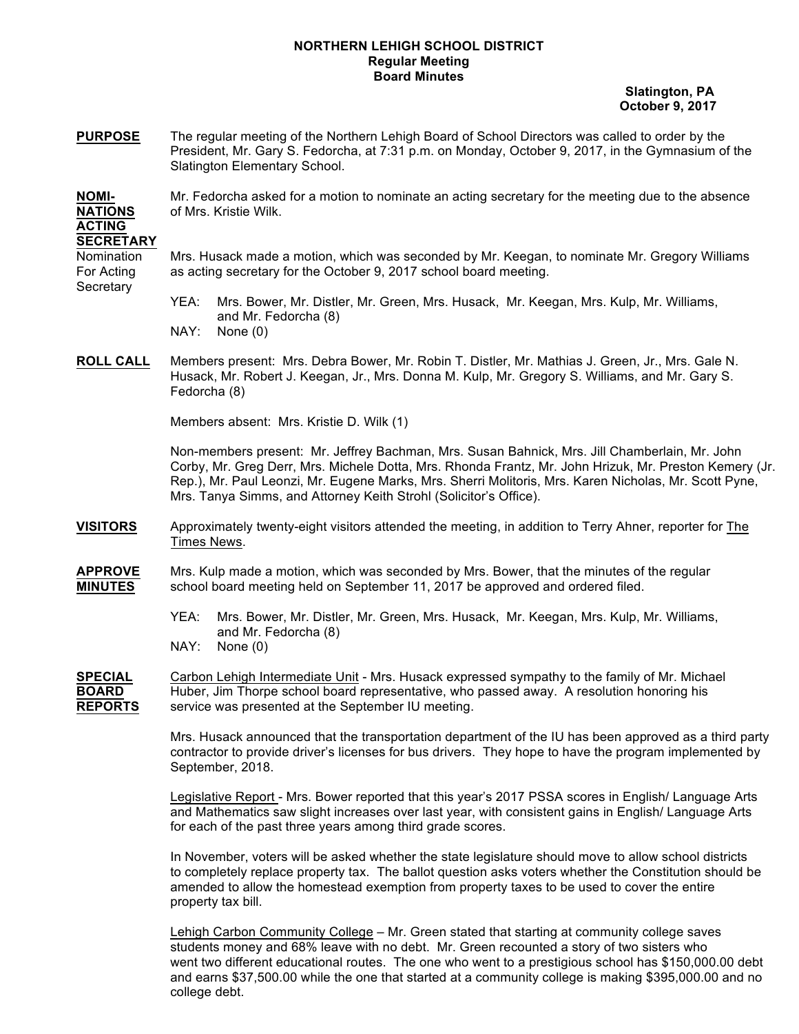# NORTHERN LEHIGH SCHOOL DISTRICT
## Regular Meeting
## Board Minutes

**Slatington, PA**
**October 9, 2017**

**PURPOSE** The regular meeting of the Northern Lehigh Board of School Directors was called to order by the President, Mr. Gary S. Fedorcha, at 7:31 p.m. on Monday, October 9, 2017, in the Gymnasium of the Slatington Elementary School.

**NOMINATIONS ACTING SECRETARY** Mr. Fedorcha asked for a motion to nominate an acting secretary for the meeting due to the absence of Mrs. Kristie Wilk.

Nomination For Acting Secretary

Mrs. Husack made a motion, which was seconded by Mr. Keegan, to nominate Mr. Gregory Williams as acting secretary for the October 9, 2017 school board meeting.

YEA: Mrs. Bower, Mr. Distler, Mr. Green, Mrs. Husack, Mr. Keegan, Mrs. Kulp, Mr. Williams, and Mr. Fedorcha (8)
NAY: None (0)

**ROLL CALL** Members present: Mrs. Debra Bower, Mr. Robin T. Distler, Mr. Mathias J. Green, Jr., Mrs. Gale N. Husack, Mr. Robert J. Keegan, Jr., Mrs. Donna M. Kulp, Mr. Gregory S. Williams, and Mr. Gary S. Fedorcha (8)

Members absent: Mrs. Kristie D. Wilk (1)

Non-members present: Mr. Jeffrey Bachman, Mrs. Susan Bahnick, Mrs. Jill Chamberlain, Mr. John Corby, Mr. Greg Derr, Mrs. Michele Dotta, Mrs. Rhonda Frantz, Mr. John Hrizuk, Mr. Preston Kemery (Jr. Rep.), Mr. Paul Leonzi, Mr. Eugene Marks, Mrs. Sherri Molitoris, Mrs. Karen Nicholas, Mr. Scott Pyne, Mrs. Tanya Simms, and Attorney Keith Strohl (Solicitor's Office).

**VISITORS** Approximately twenty-eight visitors attended the meeting, in addition to Terry Ahner, reporter for The Times News.

**APPROVE MINUTES** Mrs. Kulp made a motion, which was seconded by Mrs. Bower, that the minutes of the regular school board meeting held on September 11, 2017 be approved and ordered filed.

YEA: Mrs. Bower, Mr. Distler, Mr. Green, Mrs. Husack, Mr. Keegan, Mrs. Kulp, Mr. Williams, and Mr. Fedorcha (8)
NAY: None (0)

**SPECIAL BOARD REPORTS** Carbon Lehigh Intermediate Unit - Mrs. Husack expressed sympathy to the family of Mr. Michael Huber, Jim Thorpe school board representative, who passed away. A resolution honoring his service was presented at the September IU meeting.

Mrs. Husack announced that the transportation department of the IU has been approved as a third party contractor to provide driver's licenses for bus drivers. They hope to have the program implemented by September, 2018.

Legislative Report - Mrs. Bower reported that this year's 2017 PSSA scores in English/ Language Arts and Mathematics saw slight increases over last year, with consistent gains in English/ Language Arts for each of the past three years among third grade scores.

In November, voters will be asked whether the state legislature should move to allow school districts to completely replace property tax. The ballot question asks voters whether the Constitution should be amended to allow the homestead exemption from property taxes to be used to cover the entire property tax bill.

Lehigh Carbon Community College – Mr. Green stated that starting at community college saves students money and 68% leave with no debt. Mr. Green recounted a story of two sisters who went two different educational routes. The one who went to a prestigious school has $150,000.00 debt and earns $37,500.00 while the one that started at a community college is making $395,000.00 and no college debt.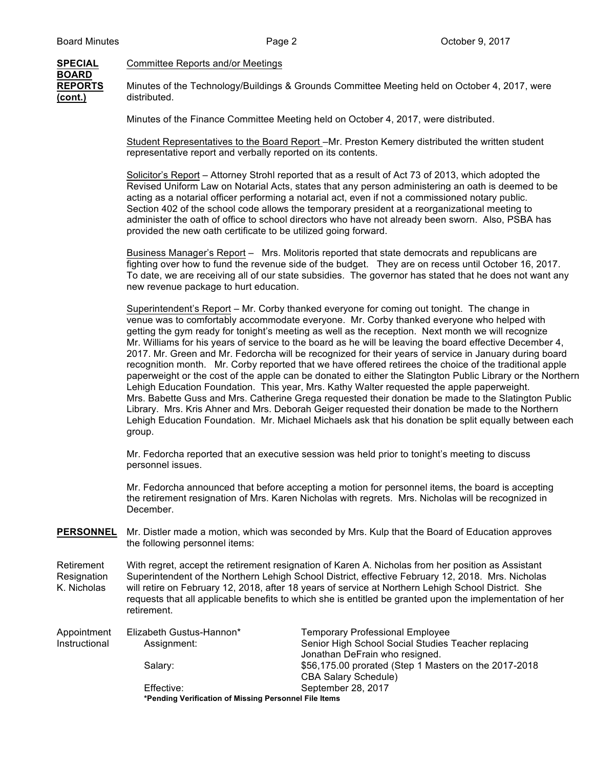**SPECIAL BOARD REPORTS (cont.)**

Committee Reports and/or Meetings

Minutes of the Technology/Buildings & Grounds Committee Meeting held on October 4, 2017, were distributed.

Minutes of the Finance Committee Meeting held on October 4, 2017, were distributed.

Student Representatives to the Board Report –Mr. Preston Kemery distributed the written student representative report and verbally reported on its contents.

Solicitor's Report – Attorney Strohl reported that as a result of Act 73 of 2013, which adopted the Revised Uniform Law on Notarial Acts, states that any person administering an oath is deemed to be acting as a notarial officer performing a notarial act, even if not a commissioned notary public. Section 402 of the school code allows the temporary president at a reorganizational meeting to administer the oath of office to school directors who have not already been sworn. Also, PSBA has provided the new oath certificate to be utilized going forward.

Business Manager's Report – Mrs. Molitoris reported that state democrats and republicans are fighting over how to fund the revenue side of the budget. They are on recess until October 16, 2017. To date, we are receiving all of our state subsidies. The governor has stated that he does not want any new revenue package to hurt education.

Superintendent's Report – Mr. Corby thanked everyone for coming out tonight. The change in venue was to comfortably accommodate everyone. Mr. Corby thanked everyone who helped with getting the gym ready for tonight's meeting as well as the reception. Next month we will recognize Mr. Williams for his years of service to the board as he will be leaving the board effective December 4, 2017. Mr. Green and Mr. Fedorcha will be recognized for their years of service in January during board recognition month. Mr. Corby reported that we have offered retirees the choice of the traditional apple paperweight or the cost of the apple can be donated to either the Slatington Public Library or the Northern Lehigh Education Foundation. This year, Mrs. Kathy Walter requested the apple paperweight. Mrs. Babette Guss and Mrs. Catherine Grega requested their donation be made to the Slatington Public Library. Mrs. Kris Ahner and Mrs. Deborah Geiger requested their donation be made to the Northern Lehigh Education Foundation. Mr. Michael Michaels ask that his donation be split equally between each group.

Mr. Fedorcha reported that an executive session was held prior to tonight's meeting to discuss personnel issues.

Mr. Fedorcha announced that before accepting a motion for personnel items, the board is accepting the retirement resignation of Mrs. Karen Nicholas with regrets. Mrs. Nicholas will be recognized in December.

**PERSONNEL**

Mr. Distler made a motion, which was seconded by Mrs. Kulp that the Board of Education approves the following personnel items:

Retirement Resignation K. Nicholas

With regret, accept the retirement resignation of Karen A. Nicholas from her position as Assistant Superintendent of the Northern Lehigh School District, effective February 12, 2018. Mrs. Nicholas will retire on February 12, 2018, after 18 years of service at Northern Lehigh School District. She requests that all applicable benefits to which she is entitled be granted upon the implementation of her retirement.

Appointment Instructional

| | |
|---|---|
| Elizabeth Gustus-Hannon* | Temporary Professional Employee |
| Assignment: | Senior High School Social Studies Teacher replacing Jonathan DeFrain who resigned. |
| Salary: | $56,175.00 prorated (Step 1 Masters on the 2017-2018 CBA Salary Schedule) |
| Effective: | September 28, 2017 |

**\*Pending Verification of Missing Personnel File Items**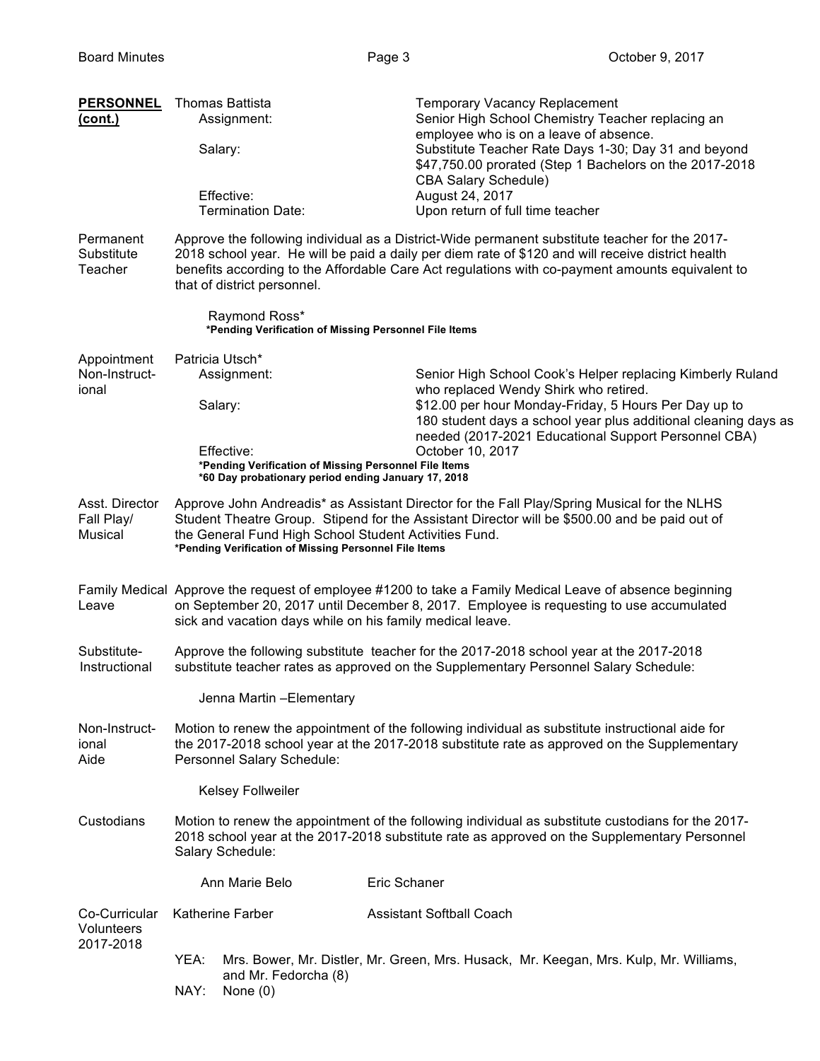**PERSONNEL (cont.)**

Thomas Battista — Temporary Vacancy Replacement

- Assignment: Senior High School Chemistry Teacher replacing an employee who is on a leave of absence.
- Salary: Substitute Teacher Rate Days 1-30; Day 31 and beyond $47,750.00 prorated (Step 1 Bachelors on the 2017-2018 CBA Salary Schedule)
- Effective: August 24, 2017
- Termination Date: Upon return of full time teacher

**Permanent Substitute Teacher**

Approve the following individual as a District-Wide permanent substitute teacher for the 2017-2018 school year. He will be paid a daily per diem rate of $120 and will receive district health benefits according to the Affordable Care Act regulations with co-payment amounts equivalent to that of district personnel.

Raymond Ross*

**\*Pending Verification of Missing Personnel File Items**

**Appointment Non-Instructional**

Patricia Utsch*

- Assignment: Senior High School Cook's Helper replacing Kimberly Ruland who replaced Wendy Shirk who retired.
- Salary: $12.00 per hour Monday-Friday, 5 Hours Per Day up to 180 student days a school year plus additional cleaning days as needed (2017-2021 Educational Support Personnel CBA)
- Effective: October 10, 2017

**\*Pending Verification of Missing Personnel File Items**
**\*60 Day probationary period ending January 17, 2018**

**Asst. Director Fall Play/ Musical**

Approve John Andreadis* as Assistant Director for the Fall Play/Spring Musical for the NLHS Student Theatre Group. Stipend for the Assistant Director will be $500.00 and be paid out of the General Fund High School Student Activities Fund.

**\*Pending Verification of Missing Personnel File Items**

**Family Medical Leave**

Approve the request of employee #1200 to take a Family Medical Leave of absence beginning on September 20, 2017 until December 8, 2017. Employee is requesting to use accumulated sick and vacation days while on his family medical leave.

**Substitute- Instructional**

Approve the following substitute teacher for the 2017-2018 school year at the 2017-2018 substitute teacher rates as approved on the Supplementary Personnel Salary Schedule:

Jenna Martin –Elementary

**Non-Instructional Aide**

Motion to renew the appointment of the following individual as substitute instructional aide for the 2017-2018 school year at the 2017-2018 substitute rate as approved on the Supplementary Personnel Salary Schedule:

Kelsey Follweiler

**Custodians**

Motion to renew the appointment of the following individual as substitute custodians for the 2017-2018 school year at the 2017-2018 substitute rate as approved on the Supplementary Personnel Salary Schedule:

Ann Marie Belo &nbsp;&nbsp;&nbsp;&nbsp; Eric Schaner

**Co-Curricular Volunteers 2017-2018**

Katherine Farber — Assistant Softball Coach

YEA: Mrs. Bower, Mr. Distler, Mr. Green, Mrs. Husack, Mr. Keegan, Mrs. Kulp, Mr. Williams, and Mr. Fedorcha (8)
NAY: None (0)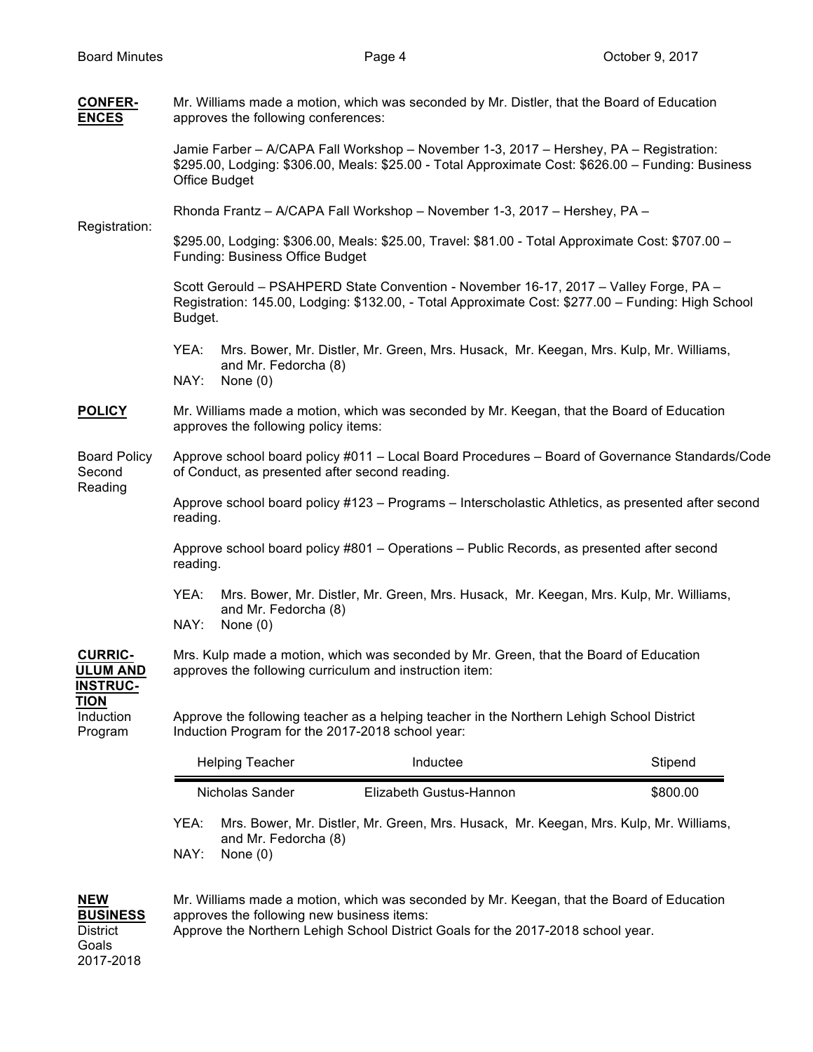**CONFERENCES**

Mr. Williams made a motion, which was seconded by Mr. Distler, that the Board of Education approves the following conferences:

Jamie Farber – A/CAPA Fall Workshop – November 1-3, 2017 – Hershey, PA – Registration: $295.00, Lodging: $306.00, Meals: $25.00 - Total Approximate Cost: $626.00 – Funding: Business Office Budget

Rhonda Frantz – A/CAPA Fall Workshop – November 1-3, 2017 – Hershey, PA – Registration: $295.00, Lodging: $306.00, Meals: $25.00, Travel: $81.00 - Total Approximate Cost: $707.00 – Funding: Business Office Budget

Scott Gerould – PSAHPERD State Convention - November 16-17, 2017 – Valley Forge, PA – Registration: 145.00, Lodging: $132.00, - Total Approximate Cost: $277.00 – Funding: High School Budget.

YEA: Mrs. Bower, Mr. Distler, Mr. Green, Mrs. Husack, Mr. Keegan, Mrs. Kulp, Mr. Williams, and Mr. Fedorcha (8)
NAY: None (0)

**POLICY**

Mr. Williams made a motion, which was seconded by Mr. Keegan, that the Board of Education approves the following policy items:

Board Policy Second Reading

Approve school board policy #011 – Local Board Procedures – Board of Governance Standards/Code of Conduct, as presented after second reading.

Approve school board policy #123 – Programs – Interscholastic Athletics, as presented after second reading.

Approve school board policy #801 – Operations – Public Records, as presented after second reading.

YEA: Mrs. Bower, Mr. Distler, Mr. Green, Mrs. Husack, Mr. Keegan, Mrs. Kulp, Mr. Williams, and Mr. Fedorcha (8)
NAY: None (0)

**CURRICULUM AND INSTRUCTION**

Mrs. Kulp made a motion, which was seconded by Mr. Green, that the Board of Education approves the following curriculum and instruction item:

Induction Program

Approve the following teacher as a helping teacher in the Northern Lehigh School District Induction Program for the 2017-2018 school year:

| Helping Teacher | Inductee | Stipend |
|---|---|---|
| Nicholas Sander | Elizabeth Gustus-Hannon | $800.00 |

YEA: Mrs. Bower, Mr. Distler, Mr. Green, Mrs. Husack, Mr. Keegan, Mrs. Kulp, Mr. Williams, and Mr. Fedorcha (8)
NAY: None (0)

**NEW BUSINESS**

District Goals 2017-2018

Mr. Williams made a motion, which was seconded by Mr. Keegan, that the Board of Education approves the following new business items:
Approve the Northern Lehigh School District Goals for the 2017-2018 school year.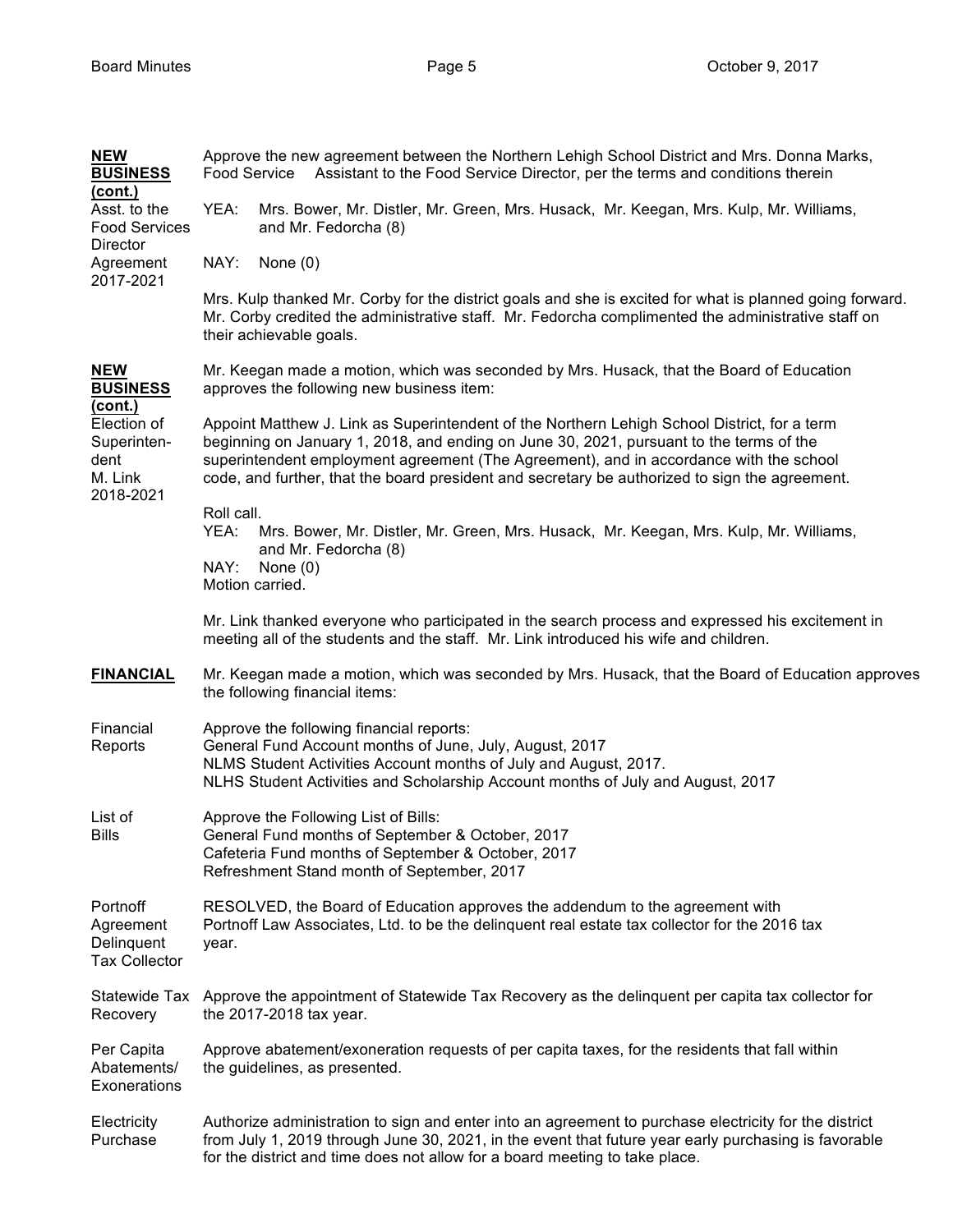| | |
|---|---|
| **NEW BUSINESS (cont.)**<br>Asst. to the Food Services Director Agreement 2017-2021 | Approve the new agreement between the Northern Lehigh School District and Mrs. Donna Marks, Food Service Assistant to the Food Service Director, per the terms and conditions therein<br><br>YEA: Mrs. Bower, Mr. Distler, Mr. Green, Mrs. Husack, Mr. Keegan, Mrs. Kulp, Mr. Williams, and Mr. Fedorcha (8)<br>NAY: None (0)<br><br>Mrs. Kulp thanked Mr. Corby for the district goals and she is excited for what is planned going forward. Mr. Corby credited the administrative staff. Mr. Fedorcha complimented the administrative staff on their achievable goals. |
| **NEW BUSINESS (cont.)**<br>Election of Superintendent M. Link 2018-2021 | Mr. Keegan made a motion, which was seconded by Mrs. Husack, that the Board of Education approves the following new business item:<br><br>Appoint Matthew J. Link as Superintendent of the Northern Lehigh School District, for a term beginning on January 1, 2018, and ending on June 30, 2021, pursuant to the terms of the superintendent employment agreement (The Agreement), and in accordance with the school code, and further, that the board president and secretary be authorized to sign the agreement.<br><br>Roll call.<br>YEA: Mrs. Bower, Mr. Distler, Mr. Green, Mrs. Husack, Mr. Keegan, Mrs. Kulp, Mr. Williams, and Mr. Fedorcha (8)<br>NAY: None (0)<br>Motion carried.<br><br>Mr. Link thanked everyone who participated in the search process and expressed his excitement in meeting all of the students and the staff. Mr. Link introduced his wife and children. |
| **FINANCIAL** | Mr. Keegan made a motion, which was seconded by Mrs. Husack, that the Board of Education approves the following financial items: |
| Financial Reports | Approve the following financial reports:<br>General Fund Account months of June, July, August, 2017<br>NLMS Student Activities Account months of July and August, 2017.<br>NLHS Student Activities and Scholarship Account months of July and August, 2017 |
| List of Bills | Approve the Following List of Bills:<br>General Fund months of September & October, 2017<br>Cafeteria Fund months of September & October, 2017<br>Refreshment Stand month of September, 2017 |
| Portnoff Agreement Delinquent Tax Collector | RESOLVED, the Board of Education approves the addendum to the agreement with Portnoff Law Associates, Ltd. to be the delinquent real estate tax collector for the 2016 tax year. |
| Statewide Tax Recovery | Approve the appointment of Statewide Tax Recovery as the delinquent per capita tax collector for the 2017-2018 tax year. |
| Per Capita Abatements/ Exonerations | Approve abatement/exoneration requests of per capita taxes, for the residents that fall within the guidelines, as presented. |
| Electricity Purchase | Authorize administration to sign and enter into an agreement to purchase electricity for the district from July 1, 2019 through June 30, 2021, in the event that future year early purchasing is favorable for the district and time does not allow for a board meeting to take place. |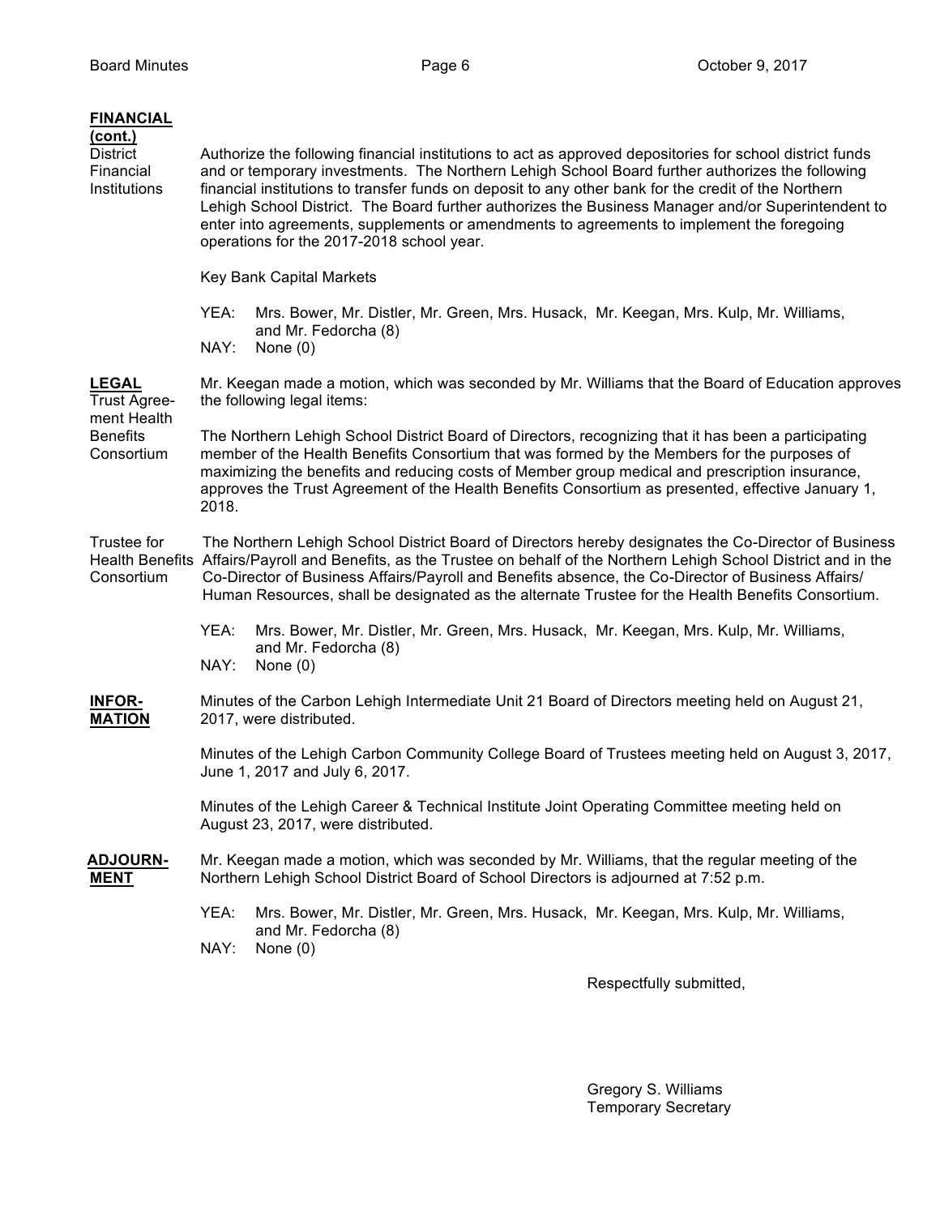**FINANCIAL (cont.)**

District Financial Institutions

Authorize the following financial institutions to act as approved depositories for school district funds and or temporary investments. The Northern Lehigh School Board further authorizes the following financial institutions to transfer funds on deposit to any other bank for the credit of the Northern Lehigh School District. The Board further authorizes the Business Manager and/or Superintendent to enter into agreements, supplements or amendments to agreements to implement the foregoing operations for the 2017-2018 school year.

Key Bank Capital Markets

YEA: Mrs. Bower, Mr. Distler, Mr. Green, Mrs. Husack, Mr. Keegan, Mrs. Kulp, Mr. Williams, and Mr. Fedorcha (8)
NAY: None (0)

**LEGAL**

Mr. Keegan made a motion, which was seconded by Mr. Williams that the Board of Education approves the following legal items:

Trust Agreement Health Benefits Consortium

The Northern Lehigh School District Board of Directors, recognizing that it has been a participating member of the Health Benefits Consortium that was formed by the Members for the purposes of maximizing the benefits and reducing costs of Member group medical and prescription insurance, approves the Trust Agreement of the Health Benefits Consortium as presented, effective January 1, 2018.

Trustee for Health Benefits Consortium

The Northern Lehigh School District Board of Directors hereby designates the Co-Director of Business Affairs/Payroll and Benefits, as the Trustee on behalf of the Northern Lehigh School District and in the Co-Director of Business Affairs/Payroll and Benefits absence, the Co-Director of Business Affairs/ Human Resources, shall be designated as the alternate Trustee for the Health Benefits Consortium.

YEA: Mrs. Bower, Mr. Distler, Mr. Green, Mrs. Husack, Mr. Keegan, Mrs. Kulp, Mr. Williams, and Mr. Fedorcha (8)
NAY: None (0)

**INFORMATION**

Minutes of the Carbon Lehigh Intermediate Unit 21 Board of Directors meeting held on August 21, 2017, were distributed.

Minutes of the Lehigh Carbon Community College Board of Trustees meeting held on August 3, 2017, June 1, 2017 and July 6, 2017.

Minutes of the Lehigh Career & Technical Institute Joint Operating Committee meeting held on August 23, 2017, were distributed.

**ADJOURNMENT**

Mr. Keegan made a motion, which was seconded by Mr. Williams, that the regular meeting of the Northern Lehigh School District Board of School Directors is adjourned at 7:52 p.m.

YEA: Mrs. Bower, Mr. Distler, Mr. Green, Mrs. Husack, Mr. Keegan, Mrs. Kulp, Mr. Williams, and Mr. Fedorcha (8)
NAY: None (0)

Respectfully submitted,

Gregory S. Williams
Temporary Secretary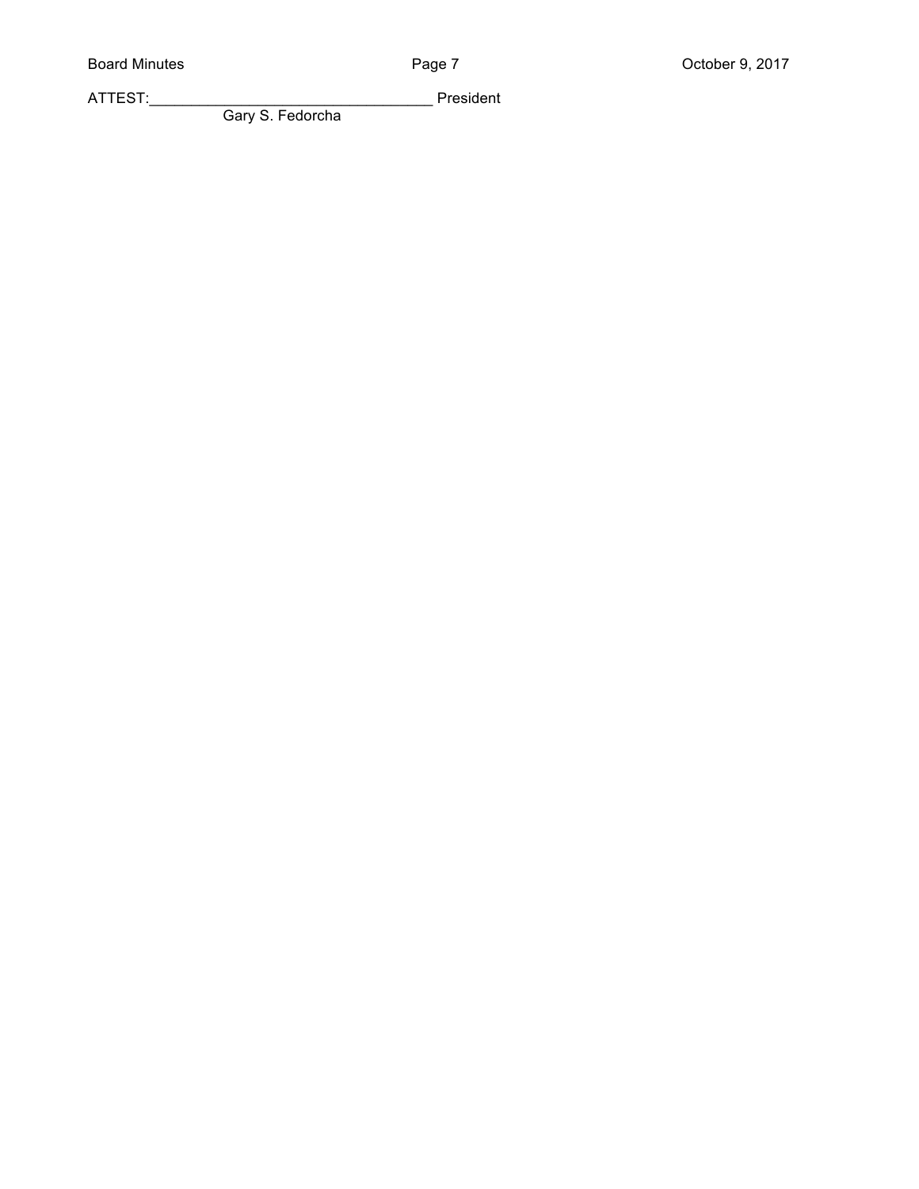ATTEST:___________________________________ President

Gary S. Fedorcha